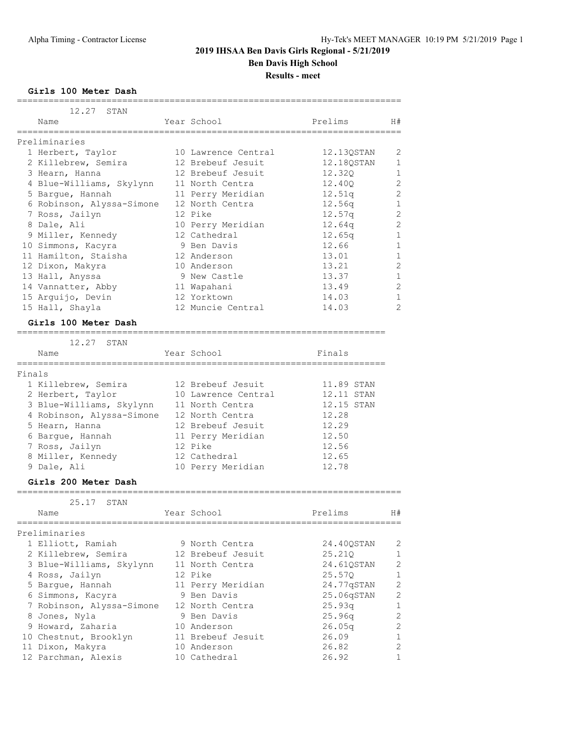# 2019 IHSAA Ben Davis Girls Regional - 5/21/2019

## Ben Davis High School

### Results - meet

**Girls 100 Meter Dash**

12.27 STAN

| | Name | Year | School | Prelims | | H# |
|---|---|---|---|---|---|---|
| **Preliminaries** | | | | | | |
| 1 | Herbert, Taylor | 10 | Lawrence Central | 12.13Q | STAN | 2 |
| 2 | Killebrew, Semira | 12 | Brebeuf Jesuit | 12.18Q | STAN | 1 |
| 3 | Hearn, Hanna | 12 | Brebeuf Jesuit | 12.32Q | | 1 |
| 4 | Blue-Williams, Skylynn | 11 | North Centra | 12.40Q | | 2 |
| 5 | Bargue, Hannah | 11 | Perry Meridian | 12.51q | | 2 |
| 6 | Robinson, Alyssa-Simone | 12 | North Centra | 12.56q | | 1 |
| 7 | Ross, Jailyn | 12 | Pike | 12.57q | | 2 |
| 8 | Dale, Ali | 10 | Perry Meridian | 12.64q | | 2 |
| 9 | Miller, Kennedy | 12 | Cathedral | 12.65q | | 1 |
| 10 | Simmons, Kacyra | 9 | Ben Davis | 12.66 | | 1 |
| 11 | Hamilton, Staisha | 12 | Anderson | 13.01 | | 1 |
| 12 | Dixon, Makyra | 10 | Anderson | 13.21 | | 2 |
| 13 | Hall, Anyssa | 9 | New Castle | 13.37 | | 1 |
| 14 | Vannatter, Abby | 11 | Wapahani | 13.49 | | 2 |
| 15 | Arguijo, Devin | 12 | Yorktown | 14.03 | | 1 |
| 15 | Hall, Shayla | 12 | Muncie Central | 14.03 | | 2 |

**Girls 100 Meter Dash**

12.27 STAN

| | Name | Year | School | Finals | |
|---|---|---|---|---|---|
| **Finals** | | | | | |
| 1 | Killebrew, Semira | 12 | Brebeuf Jesuit | 11.89 | STAN |
| 2 | Herbert, Taylor | 10 | Lawrence Central | 12.11 | STAN |
| 3 | Blue-Williams, Skylynn | 11 | North Centra | 12.15 | STAN |
| 4 | Robinson, Alyssa-Simone | 12 | North Centra | 12.28 | |
| 5 | Hearn, Hanna | 12 | Brebeuf Jesuit | 12.29 | |
| 6 | Bargue, Hannah | 11 | Perry Meridian | 12.50 | |
| 7 | Ross, Jailyn | 12 | Pike | 12.56 | |
| 8 | Miller, Kennedy | 12 | Cathedral | 12.65 | |
| 9 | Dale, Ali | 10 | Perry Meridian | 12.78 | |

**Girls 200 Meter Dash**

25.17 STAN

| | Name | Year | School | Prelims | | H# |
|---|---|---|---|---|---|---|
| **Preliminaries** | | | | | | |
| 1 | Elliott, Ramiah | 9 | North Centra | 24.40Q | STAN | 2 |
| 2 | Killebrew, Semira | 12 | Brebeuf Jesuit | 25.21Q | | 1 |
| 3 | Blue-Williams, Skylynn | 11 | North Centra | 24.61Q | STAN | 2 |
| 4 | Ross, Jailyn | 12 | Pike | 25.57Q | | 1 |
| 5 | Bargue, Hannah | 11 | Perry Meridian | 24.77q | STAN | 2 |
| 6 | Simmons, Kacyra | 9 | Ben Davis | 25.06q | STAN | 2 |
| 7 | Robinson, Alyssa-Simone | 12 | North Centra | 25.93q | | 1 |
| 8 | Jones, Nyla | 9 | Ben Davis | 25.96q | | 2 |
| 9 | Howard, Zaharia | 10 | Anderson | 26.05q | | 2 |
| 10 | Chestnut, Brooklyn | 11 | Brebeuf Jesuit | 26.09 | | 1 |
| 11 | Dixon, Makyra | 10 | Anderson | 26.82 | | 2 |
| 12 | Parchman, Alexis | 10 | Cathedral | 26.92 | | 1 |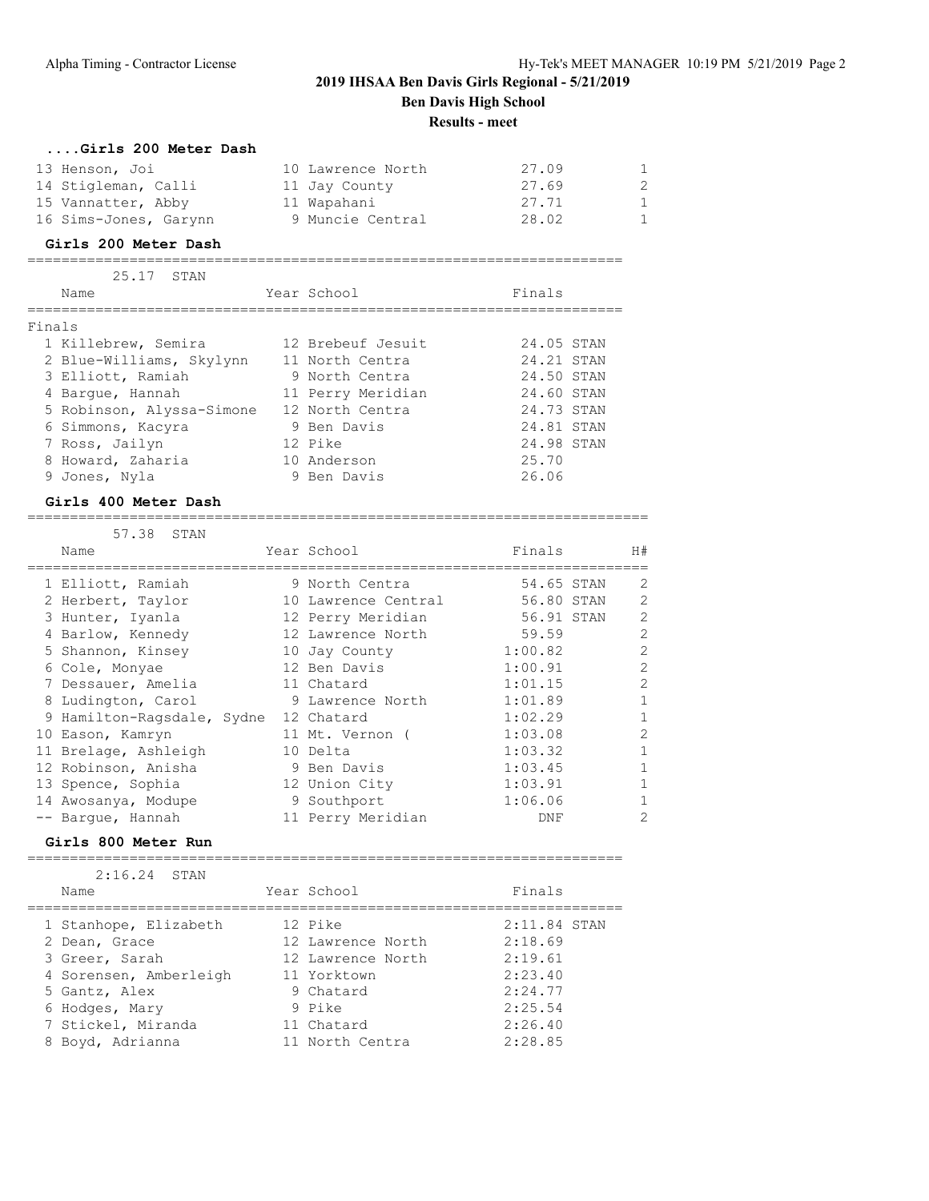# 2019 IHSAA Ben Davis Girls Regional - 5/21/2019

**Ben Davis High School**

**Results - meet**

### ....Girls 200 Meter Dash

| Place | Name | Year | School | Finals | H# |
|---|---|---|---|---|---|
| 13 | Henson, Joi | 10 | Lawrence North | 27.09 | 1 |
| 14 | Stigleman, Calli | 11 | Jay County | 27.69 | 2 |
| 15 | Vannatter, Abby | 11 | Wapahani | 27.71 | 1 |
| 16 | Sims-Jones, Garynn | 9 | Muncie Central | 28.02 | 1 |

### Girls 200 Meter Dash

25.17 STAN

Finals

| Place | Name | Year | School | Finals | |
|---|---|---|---|---|---|
| 1 | Killebrew, Semira | 12 | Brebeuf Jesuit | 24.05 | STAN |
| 2 | Blue-Williams, Skylynn | 11 | North Centra | 24.21 | STAN |
| 3 | Elliott, Ramiah | 9 | North Centra | 24.50 | STAN |
| 4 | Bargue, Hannah | 11 | Perry Meridian | 24.60 | STAN |
| 5 | Robinson, Alyssa-Simone | 12 | North Centra | 24.73 | STAN |
| 6 | Simmons, Kacyra | 9 | Ben Davis | 24.81 | STAN |
| 7 | Ross, Jailyn | 12 | Pike | 24.98 | STAN |
| 8 | Howard, Zaharia | 10 | Anderson | 25.70 | |
| 9 | Jones, Nyla | 9 | Ben Davis | 26.06 | |

### Girls 400 Meter Dash

57.38 STAN

| Place | Name | Year | School | Finals | | H# |
|---|---|---|---|---|---|---|
| 1 | Elliott, Ramiah | 9 | North Centra | 54.65 | STAN | 2 |
| 2 | Herbert, Taylor | 10 | Lawrence Central | 56.80 | STAN | 2 |
| 3 | Hunter, Iyanla | 12 | Perry Meridian | 56.91 | STAN | 2 |
| 4 | Barlow, Kennedy | 12 | Lawrence North | 59.59 | | 2 |
| 5 | Shannon, Kinsey | 10 | Jay County | 1:00.82 | | 2 |
| 6 | Cole, Monyae | 12 | Ben Davis | 1:00.91 | | 2 |
| 7 | Dessauer, Amelia | 11 | Chatard | 1:01.15 | | 2 |
| 8 | Ludington, Carol | 9 | Lawrence North | 1:01.89 | | 1 |
| 9 | Hamilton-Ragsdale, Sydne | 12 | Chatard | 1:02.29 | | 1 |
| 10 | Eason, Kamryn | 11 | Mt. Vernon ( | 1:03.08 | | 2 |
| 11 | Brelage, Ashleigh | 10 | Delta | 1:03.32 | | 1 |
| 12 | Robinson, Anisha | 9 | Ben Davis | 1:03.45 | | 1 |
| 13 | Spence, Sophia | 12 | Union City | 1:03.91 | | 1 |
| 14 | Awosanya, Modupe | 9 | Southport | 1:06.06 | | 1 |
| -- | Bargue, Hannah | 11 | Perry Meridian | DNF | | 2 |

### Girls 800 Meter Run

2:16.24 STAN

| Place | Name | Year | School | Finals | |
|---|---|---|---|---|---|
| 1 | Stanhope, Elizabeth | 12 | Pike | 2:11.84 | STAN |
| 2 | Dean, Grace | 12 | Lawrence North | 2:18.69 | |
| 3 | Greer, Sarah | 12 | Lawrence North | 2:19.61 | |
| 4 | Sorensen, Amberleigh | 11 | Yorktown | 2:23.40 | |
| 5 | Gantz, Alex | 9 | Chatard | 2:24.77 | |
| 6 | Hodges, Mary | 9 | Pike | 2:25.54 | |
| 7 | Stickel, Miranda | 11 | Chatard | 2:26.40 | |
| 8 | Boyd, Adrianna | 11 | North Centra | 2:28.85 | |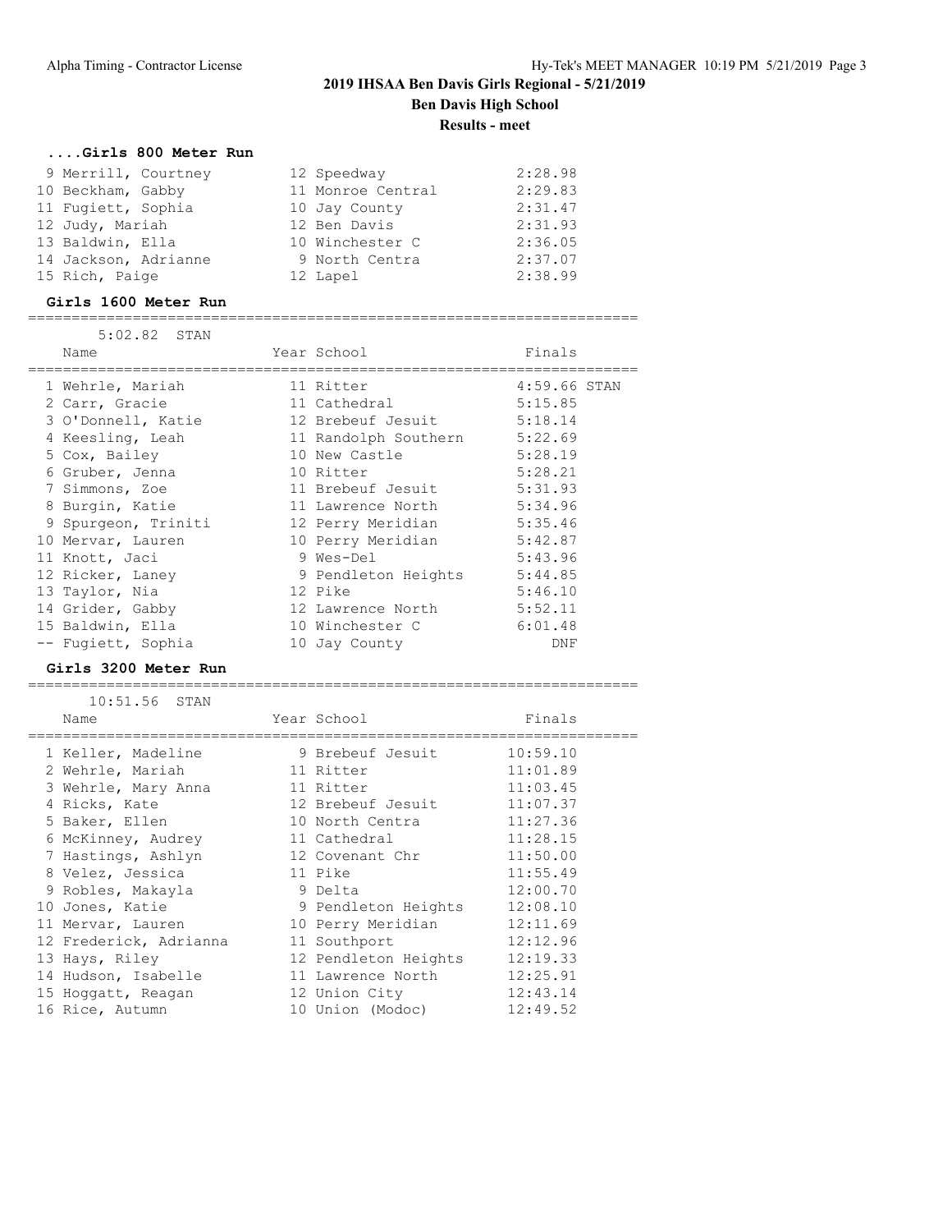# 2019 IHSAA Ben Davis Girls Regional - 5/21/2019

## Ben Davis High School

### Results - meet

#### ....Girls 800 Meter Run

| Place | Name | Year | School | Finals |
|---|---|---|---|---|
| 9 | Merrill, Courtney | 12 | Speedway | 2:28.98 |
| 10 | Beckham, Gabby | 11 | Monroe Central | 2:29.83 |
| 11 | Fugiett, Sophia | 10 | Jay County | 2:31.47 |
| 12 | Judy, Mariah | 12 | Ben Davis | 2:31.93 |
| 13 | Baldwin, Ella | 10 | Winchester C | 2:36.05 |
| 14 | Jackson, Adrianne | 9 | North Centra | 2:37.07 |
| 15 | Rich, Paige | 12 | Lapel | 2:38.99 |

#### Girls 1600 Meter Run

5:02.82 STAN

| Place | Name | Year | School | Finals |
|---|---|---|---|---|
| 1 | Wehrle, Mariah | 11 | Ritter | 4:59.66 STAN |
| 2 | Carr, Gracie | 11 | Cathedral | 5:15.85 |
| 3 | O'Donnell, Katie | 12 | Brebeuf Jesuit | 5:18.14 |
| 4 | Keesling, Leah | 11 | Randolph Southern | 5:22.69 |
| 5 | Cox, Bailey | 10 | New Castle | 5:28.19 |
| 6 | Gruber, Jenna | 10 | Ritter | 5:28.21 |
| 7 | Simmons, Zoe | 11 | Brebeuf Jesuit | 5:31.93 |
| 8 | Burgin, Katie | 11 | Lawrence North | 5:34.96 |
| 9 | Spurgeon, Triniti | 12 | Perry Meridian | 5:35.46 |
| 10 | Mervar, Lauren | 10 | Perry Meridian | 5:42.87 |
| 11 | Knott, Jaci | 9 | Wes-Del | 5:43.96 |
| 12 | Ricker, Laney | 9 | Pendleton Heights | 5:44.85 |
| 13 | Taylor, Nia | 12 | Pike | 5:46.10 |
| 14 | Grider, Gabby | 12 | Lawrence North | 5:52.11 |
| 15 | Baldwin, Ella | 10 | Winchester C | 6:01.48 |
| -- | Fugiett, Sophia | 10 | Jay County | DNF |

#### Girls 3200 Meter Run

10:51.56 STAN

| Place | Name | Year | School | Finals |
|---|---|---|---|---|
| 1 | Keller, Madeline | 9 | Brebeuf Jesuit | 10:59.10 |
| 2 | Wehrle, Mariah | 11 | Ritter | 11:01.89 |
| 3 | Wehrle, Mary Anna | 11 | Ritter | 11:03.45 |
| 4 | Ricks, Kate | 12 | Brebeuf Jesuit | 11:07.37 |
| 5 | Baker, Ellen | 10 | North Centra | 11:27.36 |
| 6 | McKinney, Audrey | 11 | Cathedral | 11:28.15 |
| 7 | Hastings, Ashlyn | 12 | Covenant Chr | 11:50.00 |
| 8 | Velez, Jessica | 11 | Pike | 11:55.49 |
| 9 | Robles, Makayla | 9 | Delta | 12:00.70 |
| 10 | Jones, Katie | 9 | Pendleton Heights | 12:08.10 |
| 11 | Mervar, Lauren | 10 | Perry Meridian | 12:11.69 |
| 12 | Frederick, Adrianna | 11 | Southport | 12:12.96 |
| 13 | Hays, Riley | 12 | Pendleton Heights | 12:19.33 |
| 14 | Hudson, Isabelle | 11 | Lawrence North | 12:25.91 |
| 15 | Hoggatt, Reagan | 12 | Union City | 12:43.14 |
| 16 | Rice, Autumn | 10 | Union (Modoc) | 12:49.52 |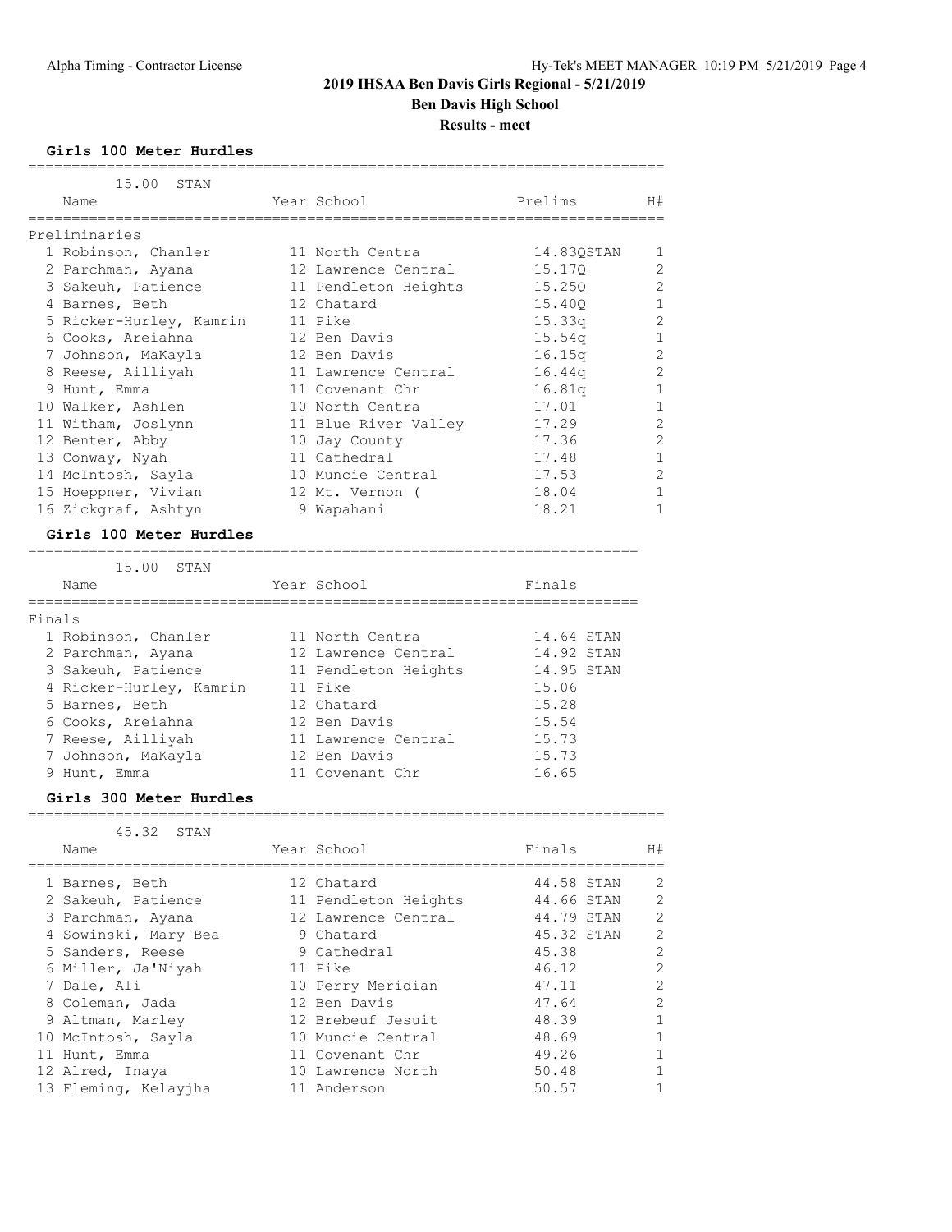# 2019 IHSAA Ben Davis Girls Regional - 5/21/2019

## Ben Davis High School

### Results - meet

### Girls 100 Meter Hurdles

15.00 STAN

| | Name | Year | School | Prelims | H# |
|---|---|---|---|---|---|
| **Preliminaries** | | | | | |
| 1 | Robinson, Chanler | 11 | North Centra | 14.83QSTAN | 1 |
| 2 | Parchman, Ayana | 12 | Lawrence Central | 15.17Q | 2 |
| 3 | Sakeuh, Patience | 11 | Pendleton Heights | 15.25Q | 2 |
| 4 | Barnes, Beth | 12 | Chatard | 15.40Q | 1 |
| 5 | Ricker-Hurley, Kamrin | 11 | Pike | 15.33q | 2 |
| 6 | Cooks, Areiahna | 12 | Ben Davis | 15.54q | 1 |
| 7 | Johnson, MaKayla | 12 | Ben Davis | 16.15q | 2 |
| 8 | Reese, Ailliyah | 11 | Lawrence Central | 16.44q | 2 |
| 9 | Hunt, Emma | 11 | Covenant Chr | 16.81q | 1 |
| 10 | Walker, Ashlen | 10 | North Centra | 17.01 | 1 |
| 11 | Witham, Joslynn | 11 | Blue River Valley | 17.29 | 2 |
| 12 | Benter, Abby | 10 | Jay County | 17.36 | 2 |
| 13 | Conway, Nyah | 11 | Cathedral | 17.48 | 1 |
| 14 | McIntosh, Sayla | 10 | Muncie Central | 17.53 | 2 |
| 15 | Hoeppner, Vivian | 12 | Mt. Vernon ( | 18.04 | 1 |
| 16 | Zickgraf, Ashtyn | 9 | Wapahani | 18.21 | 1 |

### Girls 100 Meter Hurdles

15.00 STAN

| | Name | Year | School | Finals |
|---|---|---|---|---|
| **Finals** | | | | |
| 1 | Robinson, Chanler | 11 | North Centra | 14.64 STAN |
| 2 | Parchman, Ayana | 12 | Lawrence Central | 14.92 STAN |
| 3 | Sakeuh, Patience | 11 | Pendleton Heights | 14.95 STAN |
| 4 | Ricker-Hurley, Kamrin | 11 | Pike | 15.06 |
| 5 | Barnes, Beth | 12 | Chatard | 15.28 |
| 6 | Cooks, Areiahna | 12 | Ben Davis | 15.54 |
| 7 | Reese, Ailliyah | 11 | Lawrence Central | 15.73 |
| 7 | Johnson, MaKayla | 12 | Ben Davis | 15.73 |
| 9 | Hunt, Emma | 11 | Covenant Chr | 16.65 |

### Girls 300 Meter Hurdles

45.32 STAN

| | Name | Year | School | Finals | H# |
|---|---|---|---|---|---|
| 1 | Barnes, Beth | 12 | Chatard | 44.58 STAN | 2 |
| 2 | Sakeuh, Patience | 11 | Pendleton Heights | 44.66 STAN | 2 |
| 3 | Parchman, Ayana | 12 | Lawrence Central | 44.79 STAN | 2 |
| 4 | Sowinski, Mary Bea | 9 | Chatard | 45.32 STAN | 2 |
| 5 | Sanders, Reese | 9 | Cathedral | 45.38 | 2 |
| 6 | Miller, Ja'Niyah | 11 | Pike | 46.12 | 2 |
| 7 | Dale, Ali | 10 | Perry Meridian | 47.11 | 2 |
| 8 | Coleman, Jada | 12 | Ben Davis | 47.64 | 2 |
| 9 | Altman, Marley | 12 | Brebeuf Jesuit | 48.39 | 1 |
| 10 | McIntosh, Sayla | 10 | Muncie Central | 48.69 | 1 |
| 11 | Hunt, Emma | 11 | Covenant Chr | 49.26 | 1 |
| 12 | Alred, Inaya | 10 | Lawrence North | 50.48 | 1 |
| 13 | Fleming, Kelayjha | 11 | Anderson | 50.57 | 1 |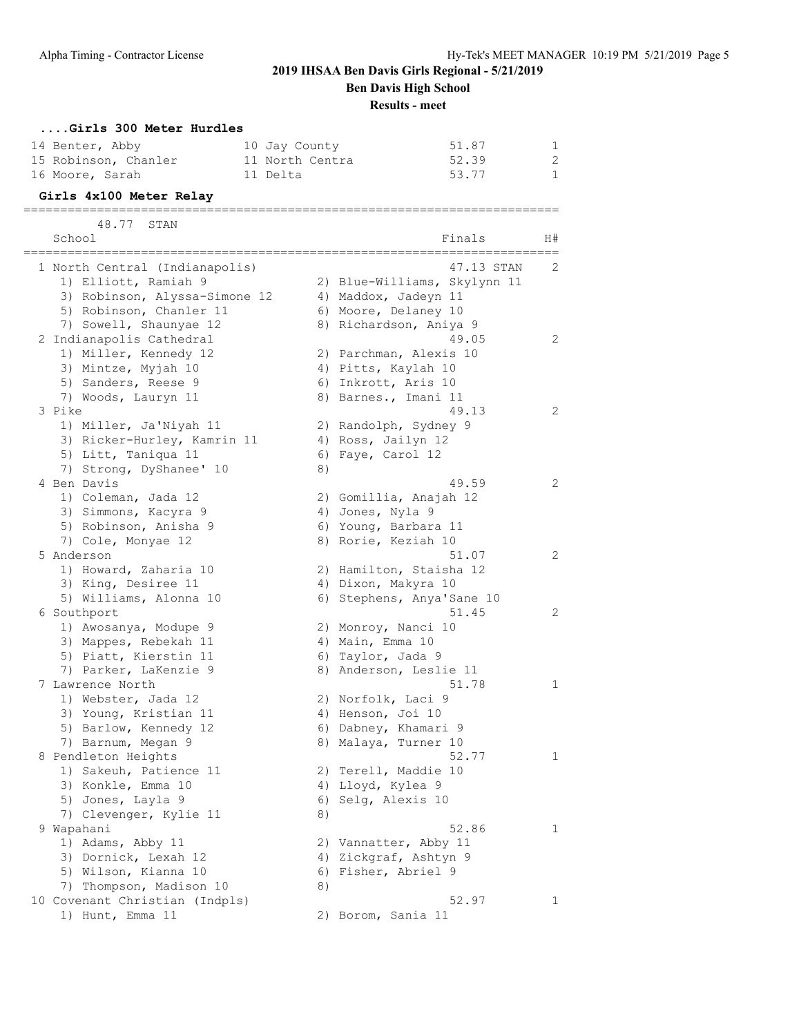# 2019 IHSAA Ben Davis Girls Regional - 5/21/2019

**Ben Davis High School**

**Results - meet**

### ....Girls 300 Meter Hurdles

| Place | Name | Yr | School | Finals | H# |
|---|---|---|---|---|---|
| 14 | Benter, Abby | 10 | Jay County | 51.87 | 1 |
| 15 | Robinson, Chanler | 11 | North Centra | 52.39 | 2 |
| 16 | Moore, Sarah | 11 | Delta | 53.77 | 1 |

### Girls 4x100 Meter Relay

48.77 STAN

| Place | School | Finals | H# |
|---|---|---|---|
| 1 | North Central (Indianapolis) | 47.13 STAN | 2 |
| | 1) Elliott, Ramiah 9; 2) Blue-Williams, Skylynn 11; 3) Robinson, Alyssa-Simone 12; 4) Maddox, Jadeyn 11; 5) Robinson, Chanler 11; 6) Moore, Delaney 10; 7) Sowell, Shaunyae 12; 8) Richardson, Aniya 9 | | |
| 2 | Indianapolis Cathedral | 49.05 | 2 |
| | 1) Miller, Kennedy 12; 2) Parchman, Alexis 10; 3) Mintze, Myjah 10; 4) Pitts, Kaylah 10; 5) Sanders, Reese 9; 6) Inkrott, Aris 10; 7) Woods, Lauryn 11; 8) Barnes., Imani 11 | | |
| 3 | Pike | 49.13 | 2 |
| | 1) Miller, Ja'Niyah 11; 2) Randolph, Sydney 9; 3) Ricker-Hurley, Kamrin 11; 4) Ross, Jailyn 12; 5) Litt, Taniqua 11; 6) Faye, Carol 12; 7) Strong, DyShanee' 10; 8) | | |
| 4 | Ben Davis | 49.59 | 2 |
| | 1) Coleman, Jada 12; 2) Gomillia, Anajah 12; 3) Simmons, Kacyra 9; 4) Jones, Nyla 9; 5) Robinson, Anisha 9; 6) Young, Barbara 11; 7) Cole, Monyae 12; 8) Rorie, Keziah 10 | | |
| 5 | Anderson | 51.07 | 2 |
| | 1) Howard, Zaharia 10; 2) Hamilton, Staisha 12; 3) King, Desiree 11; 4) Dixon, Makyra 10; 5) Williams, Alonna 10; 6) Stephens, Anya'Sane 10 | | |
| 6 | Southport | 51.45 | 2 |
| | 1) Awosanya, Modupe 9; 2) Monroy, Nanci 10; 3) Mappes, Rebekah 11; 4) Main, Emma 10; 5) Piatt, Kierstin 11; 6) Taylor, Jada 9; 7) Parker, LaKenzie 9; 8) Anderson, Leslie 11 | | |
| 7 | Lawrence North | 51.78 | 1 |
| | 1) Webster, Jada 12; 2) Norfolk, Laci 9; 3) Young, Kristian 11; 4) Henson, Joi 10; 5) Barlow, Kennedy 12; 6) Dabney, Khamari 9; 7) Barnum, Megan 9; 8) Malaya, Turner 10 | | |
| 8 | Pendleton Heights | 52.77 | 1 |
| | 1) Sakeuh, Patience 11; 2) Terell, Maddie 10; 3) Konkle, Emma 10; 4) Lloyd, Kylea 9; 5) Jones, Layla 9; 6) Selg, Alexis 10; 7) Clevenger, Kylie 11; 8) | | |
| 9 | Wapahani | 52.86 | 1 |
| | 1) Adams, Abby 11; 2) Vannatter, Abby 11; 3) Dornick, Lexah 12; 4) Zickgraf, Ashtyn 9; 5) Wilson, Kianna 10; 6) Fisher, Abriel 9; 7) Thompson, Madison 10; 8) | | |
| 10 | Covenant Christian (Indpls) | 52.97 | 1 |
| | 1) Hunt, Emma 11; 2) Borom, Sania 11 | | |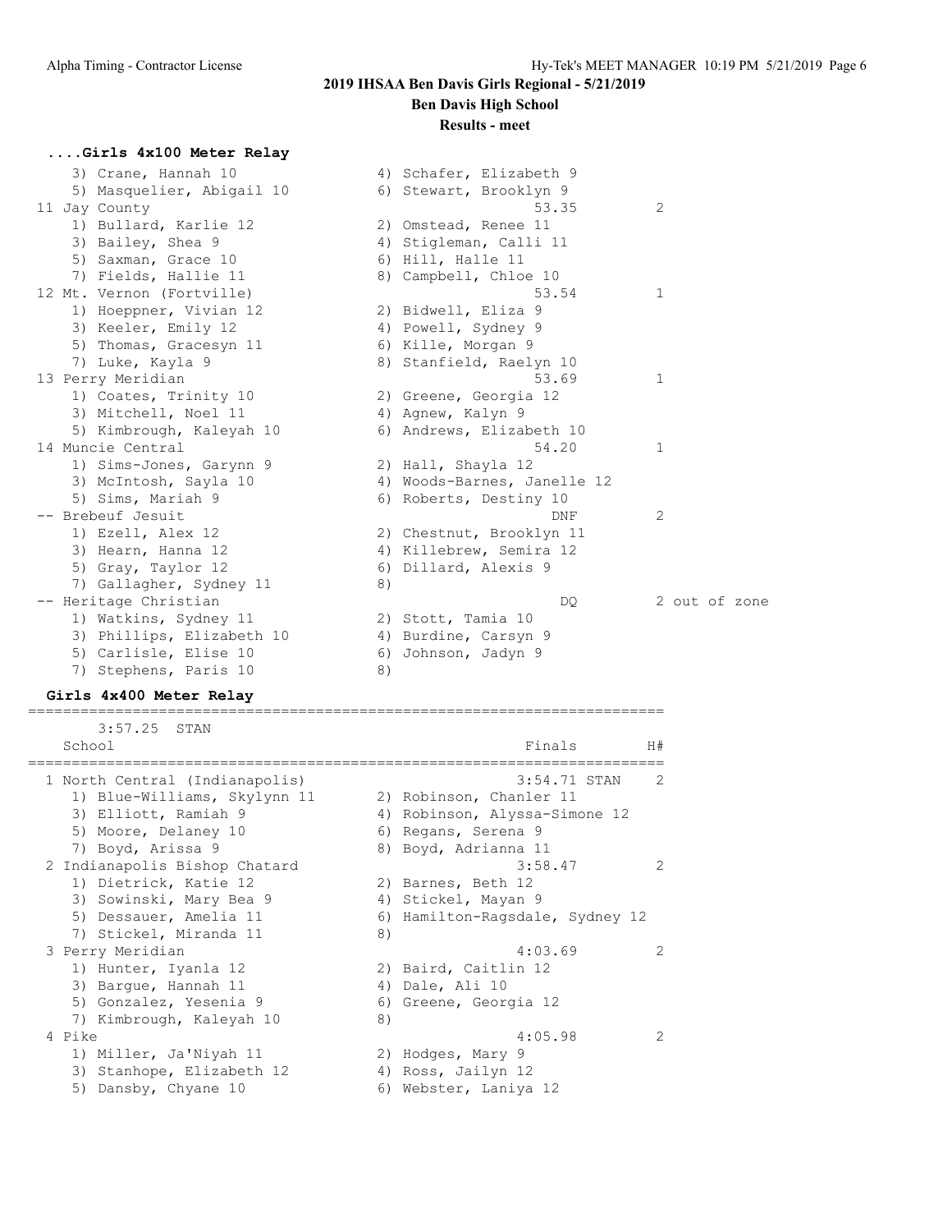## 2019 IHSAA Ben Davis Girls Regional - 5/21/2019

## Ben Davis High School

## Results - meet

### ....Girls 4x100 Meter Relay

```
    3) Crane, Hannah 10               4) Schafer, Elizabeth 9
    5) Masquelier, Abigail 10         6) Stewart, Brooklyn 9
 11 Jay County                                     53.35          2
    1) Bullard, Karlie 12             2) Omstead, Renee 11
    3) Bailey, Shea 9                 4) Stigleman, Calli 11
    5) Saxman, Grace 10               6) Hill, Halle 11
    7) Fields, Hallie 11              8) Campbell, Chloe 10
 12 Mt. Vernon (Fortville)                         53.54          1
    1) Hoeppner, Vivian 12            2) Bidwell, Eliza 9
    3) Keeler, Emily 12               4) Powell, Sydney 9
    5) Thomas, Gracesyn 11            6) Kille, Morgan 9
    7) Luke, Kayla 9                  8) Stanfield, Raelyn 10
 13 Perry Meridian                                 53.69          1
    1) Coates, Trinity 10             2) Greene, Georgia 12
    3) Mitchell, Noel 11              4) Agnew, Kalyn 9
    5) Kimbrough, Kaleyah 10          6) Andrews, Elizabeth 10
 14 Muncie Central                                 54.20          1
    1) Sims-Jones, Garynn 9           2) Hall, Shayla 12
    3) McIntosh, Sayla 10             4) Woods-Barnes, Janelle 12
    5) Sims, Mariah 9                 6) Roberts, Destiny 10
 -- Brebeuf Jesuit                                   DNF          2
    1) Ezell, Alex 12                 2) Chestnut, Brooklyn 11
    3) Hearn, Hanna 12                4) Killebrew, Semira 12
    5) Gray, Taylor 12                6) Dillard, Alexis 9
    7) Gallagher, Sydney 11           8)
 -- Heritage Christian                                DQ          2 out of zone
    1) Watkins, Sydney 11             2) Stott, Tamia 10
    3) Phillips, Elizabeth 10         4) Burdine, Carsyn 9
    5) Carlisle, Elise 10             6) Johnson, Jadyn 9
    7) Stephens, Paris 10             8)
```

### Girls 4x400 Meter Relay

```
========================================================================
      3:57.25  STAN
    School                                           Finals        H#
========================================================================
  1 North Central (Indianapolis)                3:54.71 STAN    2
    1) Blue-Williams, Skylynn 11      2) Robinson, Chanler 11
    3) Elliott, Ramiah 9              4) Robinson, Alyssa-Simone 12
    5) Moore, Delaney 10              6) Regans, Serena 9
    7) Boyd, Arissa 9                 8) Boyd, Adrianna 11
  2 Indianapolis Bishop Chatard                 3:58.47         2
    1) Dietrick, Katie 12             2) Barnes, Beth 12
    3) Sowinski, Mary Bea 9           4) Stickel, Mayan 9
    5) Dessauer, Amelia 11            6) Hamilton-Ragsdale, Sydney 12
    7) Stickel, Miranda 11            8)
  3 Perry Meridian                              4:03.69         2
    1) Hunter, Iyanla 12              2) Baird, Caitlin 12
    3) Bargue, Hannah 11              4) Dale, Ali 10
    5) Gonzalez, Yesenia 9            6) Greene, Georgia 12
    7) Kimbrough, Kaleyah 10          8)
  4 Pike                                        4:05.98         2
    1) Miller, Ja'Niyah 11            2) Hodges, Mary 9
    3) Stanhope, Elizabeth 12         4) Ross, Jailyn 12
    5) Dansby, Chyane 10              6) Webster, Laniya 12
```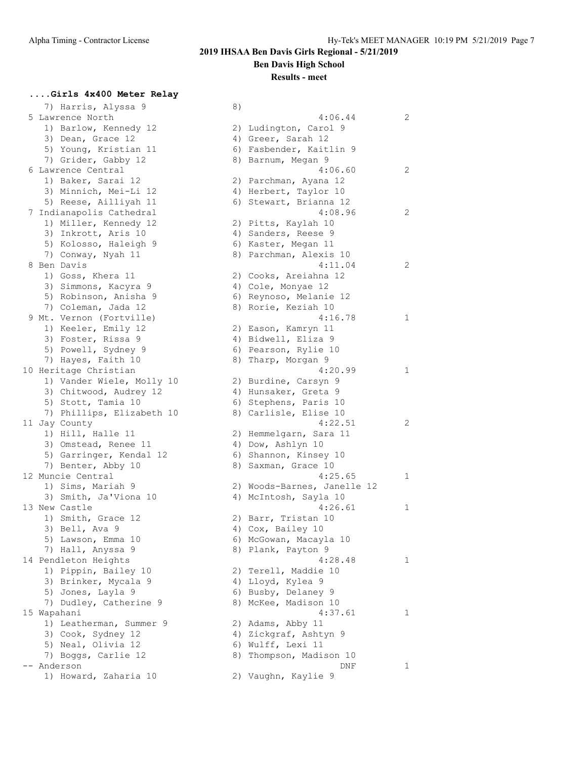# 2019 IHSAA Ben Davis Girls Regional - 5/21/2019

## Ben Davis High School

### Results - meet

**....Girls 4x400 Meter Relay**

```
   7) Harris, Alyssa 9                 8) 
 5 Lawrence North                                4:06.44         2 
   1) Barlow, Kennedy 12               2) Ludington, Carol 9 
   3) Dean, Grace 12                   4) Greer, Sarah 12 
   5) Young, Kristian 11               6) Fasbender, Kaitlin 9 
   7) Grider, Gabby 12                 8) Barnum, Megan 9 
 6 Lawrence Central                              4:06.60         2 
   1) Baker, Sarai 12                  2) Parchman, Ayana 12 
   3) Minnich, Mei-Li 12               4) Herbert, Taylor 10 
   5) Reese, Ailliyah 11               6) Stewart, Brianna 12 
 7 Indianapolis Cathedral                        4:08.96         2 
   1) Miller, Kennedy 12               2) Pitts, Kaylah 10 
   3) Inkrott, Aris 10                 4) Sanders, Reese 9 
   5) Kolosso, Haleigh 9               6) Kaster, Megan 11 
   7) Conway, Nyah 11                  8) Parchman, Alexis 10 
 8 Ben Davis                                     4:11.04         2 
   1) Goss, Khera 11                   2) Cooks, Areiahna 12 
   3) Simmons, Kacyra 9                4) Cole, Monyae 12 
   5) Robinson, Anisha 9               6) Reynoso, Melanie 12 
   7) Coleman, Jada 12                 8) Rorie, Keziah 10 
 9 Mt. Vernon (Fortville)                        4:16.78         1 
   1) Keeler, Emily 12                 2) Eason, Kamryn 11 
   3) Foster, Rissa 9                  4) Bidwell, Eliza 9 
   5) Powell, Sydney 9                 6) Pearson, Rylie 10 
   7) Hayes, Faith 10                  8) Tharp, Morgan 9 
10 Heritage Christian                            4:20.99         1 
   1) Vander Wiele, Molly 10           2) Burdine, Carsyn 9 
   3) Chitwood, Audrey 12              4) Hunsaker, Greta 9 
   5) Stott, Tamia 10                  6) Stephens, Paris 10 
   7) Phillips, Elizabeth 10           8) Carlisle, Elise 10 
11 Jay County                                    4:22.51         2 
   1) Hill, Halle 11                   2) Hemmelgarn, Sara 11 
   3) Omstead, Renee 11                4) Dow, Ashlyn 10 
   5) Garringer, Kendal 12             6) Shannon, Kinsey 10 
   7) Benter, Abby 10                  8) Saxman, Grace 10 
12 Muncie Central                                4:25.65         1 
   1) Sims, Mariah 9                   2) Woods-Barnes, Janelle 12 
   3) Smith, Ja'Viona 10               4) McIntosh, Sayla 10 
13 New Castle                                    4:26.61         1 
   1) Smith, Grace 12                  2) Barr, Tristan 10 
   3) Bell, Ava 9                      4) Cox, Bailey 10 
   5) Lawson, Emma 10                  6) McGowan, Macayla 10 
   7) Hall, Anyssa 9                   8) Plank, Payton 9 
14 Pendleton Heights                             4:28.48         1 
   1) Pippin, Bailey 10                2) Terell, Maddie 10 
   3) Brinker, Mycala 9                4) Lloyd, Kylea 9 
   5) Jones, Layla 9                   6) Busby, Delaney 9 
   7) Dudley, Catherine 9              8) McKee, Madison 10 
15 Wapahani                                      4:37.61         1 
   1) Leatherman, Summer 9             2) Adams, Abby 11 
   3) Cook, Sydney 12                  4) Zickgraf, Ashtyn 9 
   5) Neal, Olivia 12                  6) Wulff, Lexi 11 
   7) Boggs, Carlie 12                 8) Thompson, Madison 10 
-- Anderson                                          DNF         1 
   1) Howard, Zaharia 10               2) Vaughn, Kaylie 9 
```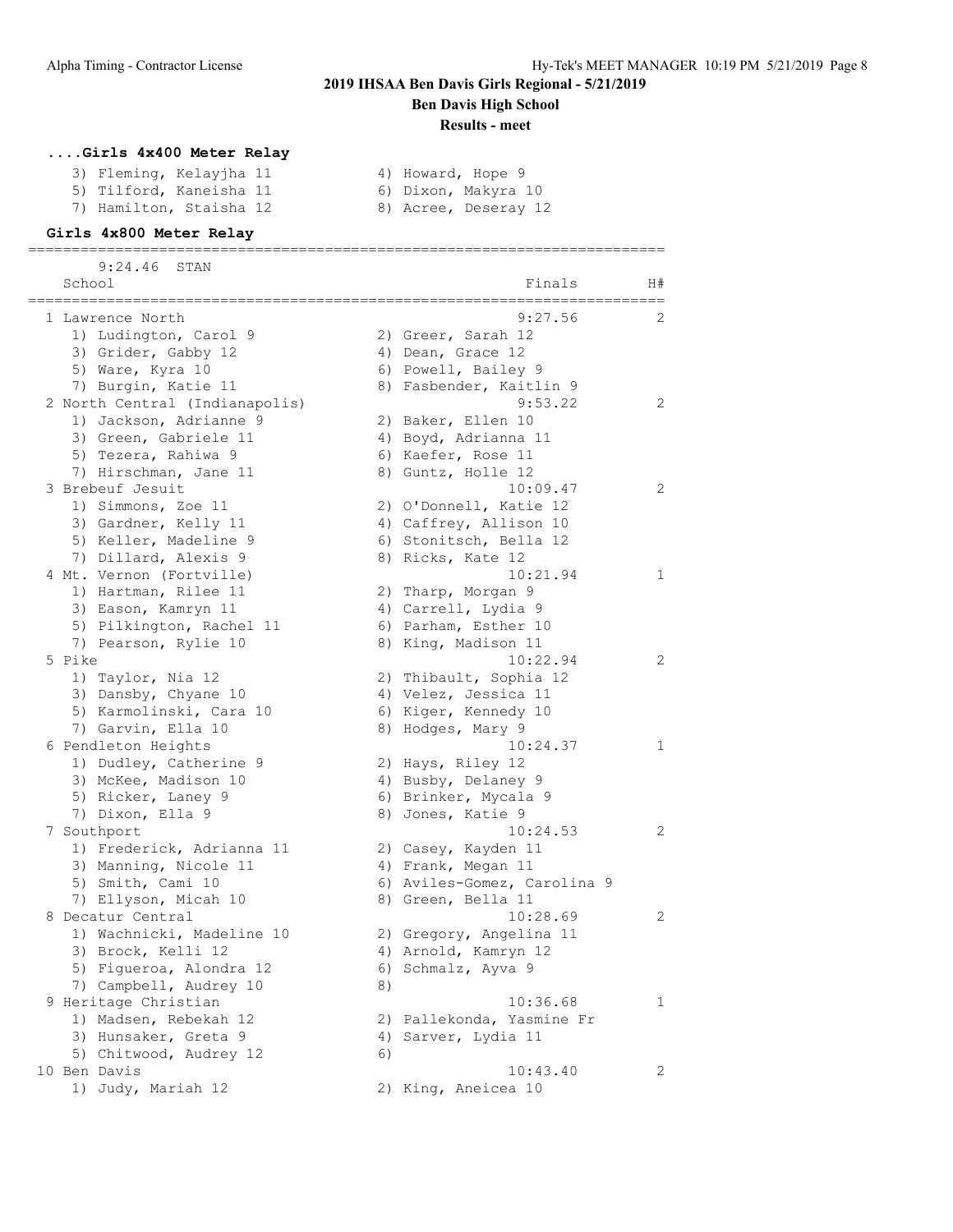## 2019 IHSAA Ben Davis Girls Regional - 5/21/2019

### Ben Davis High School

### Results - meet

#### ....Girls 4x400 Meter Relay

```
   3) Fleming, Kelayjha 11            4) Howard, Hope 9
   5) Tilford, Kaneisha 11            6) Dixon, Makyra 10
   7) Hamilton, Staisha 12            8) Acree, Deseray 12
```

#### Girls 4x800 Meter Relay

```
=========================================================================
      9:24.46  STAN
   School                                              Finals        H#
=========================================================================
 1 Lawrence North                                     9:27.56         2
    1) Ludington, Carol 9              2) Greer, Sarah 12
    3) Grider, Gabby 12                4) Dean, Grace 12
    5) Ware, Kyra 10                   6) Powell, Bailey 9
    7) Burgin, Katie 11                8) Fasbender, Kaitlin 9
 2 North Central (Indianapolis)                       9:53.22         2
    1) Jackson, Adrianne 9             2) Baker, Ellen 10
    3) Green, Gabriele 11              4) Boyd, Adrianna 11
    5) Tezera, Rahiwa 9                6) Kaefer, Rose 11
    7) Hirschman, Jane 11              8) Guntz, Holle 12
 3 Brebeuf Jesuit                                    10:09.47         2
    1) Simmons, Zoe 11                 2) O'Donnell, Katie 12
    3) Gardner, Kelly 11               4) Caffrey, Allison 10
    5) Keller, Madeline 9              6) Stonitsch, Bella 12
    7) Dillard, Alexis 9               8) Ricks, Kate 12
 4 Mt. Vernon (Fortville)                            10:21.94         1
    1) Hartman, Rilee 11               2) Tharp, Morgan 9
    3) Eason, Kamryn 11                4) Carrell, Lydia 9
    5) Pilkington, Rachel 11           6) Parham, Esther 10
    7) Pearson, Rylie 10               8) King, Madison 11
 5 Pike                                              10:22.94         2
    1) Taylor, Nia 12                  2) Thibault, Sophia 12
    3) Dansby, Chyane 10               4) Velez, Jessica 11
    5) Karmolinski, Cara 10            6) Kiger, Kennedy 10
    7) Garvin, Ella 10                 8) Hodges, Mary 9
 6 Pendleton Heights                                 10:24.37         1
    1) Dudley, Catherine 9             2) Hays, Riley 12
    3) McKee, Madison 10               4) Busby, Delaney 9
    5) Ricker, Laney 9                 6) Brinker, Mycala 9
    7) Dixon, Ella 9                   8) Jones, Katie 9
 7 Southport                                         10:24.53         2
    1) Frederick, Adrianna 11          2) Casey, Kayden 11
    3) Manning, Nicole 11              4) Frank, Megan 11
    5) Smith, Cami 10                  6) Aviles-Gomez, Carolina 9
    7) Ellyson, Micah 10               8) Green, Bella 11
 8 Decatur Central                                   10:28.69         2
    1) Wachnicki, Madeline 10          2) Gregory, Angelina 11
    3) Brock, Kelli 12                 4) Arnold, Kamryn 12
    5) Figueroa, Alondra 12            6) Schmalz, Ayva 9
    7) Campbell, Audrey 10             8)
 9 Heritage Christian                                10:36.68         1
    1) Madsen, Rebekah 12              2) Pallekonda, Yasmine Fr
    3) Hunsaker, Greta 9               4) Sarver, Lydia 11
    5) Chitwood, Audrey 12             6)
10 Ben Davis                                         10:43.40         2
    1) Judy, Mariah 12                 2) King, Aneicea 10
```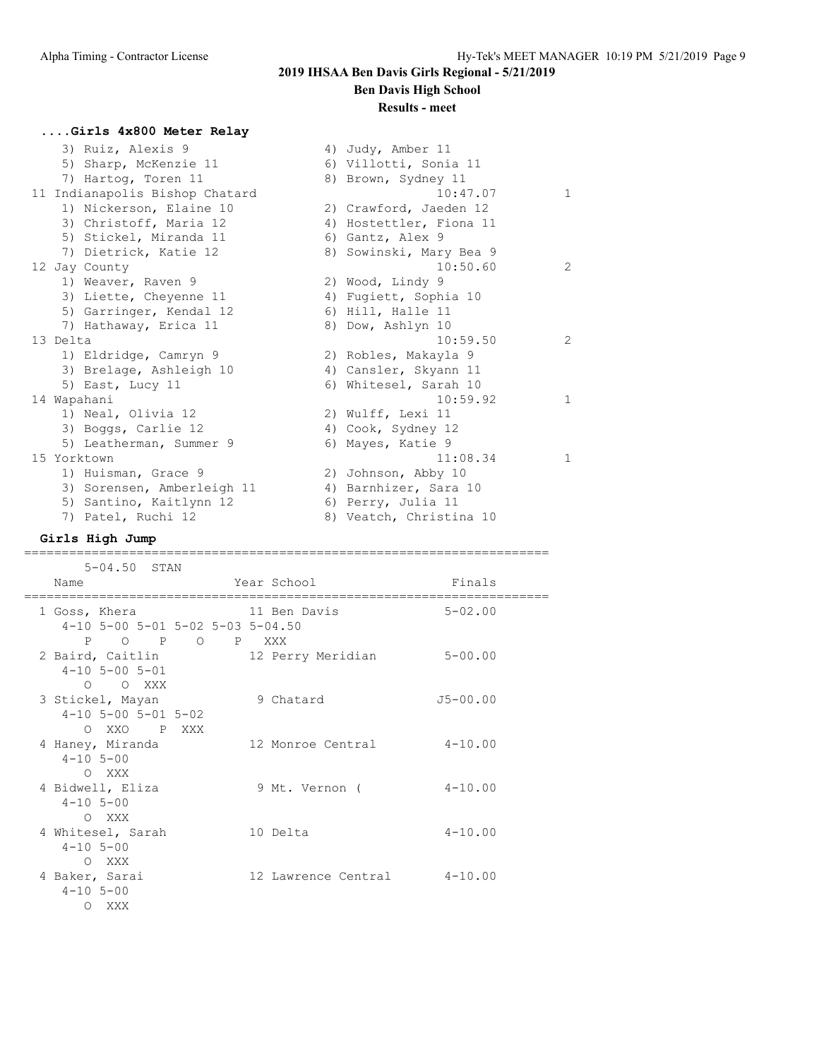## 2019 IHSAA Ben Davis Girls Regional - 5/21/2019

**Ben Davis High School**

**Results - meet**

### ....Girls 4x800 Meter Relay

```
    3) Ruiz, Alexis 9                 4) Judy, Amber 11
    5) Sharp, McKenzie 11             6) Villotti, Sonia 11
    7) Hartog, Toren 11               8) Brown, Sydney 11
 11 Indianapolis Bishop Chatard                10:47.07          1
    1) Nickerson, Elaine 10           2) Crawford, Jaeden 12
    3) Christoff, Maria 12            4) Hostettler, Fiona 11
    5) Stickel, Miranda 11            6) Gantz, Alex 9
    7) Dietrick, Katie 12             8) Sowinski, Mary Bea 9
 12 Jay County                                 10:50.60          2
    1) Weaver, Raven 9                2) Wood, Lindy 9
    3) Liette, Cheyenne 11            4) Fugiett, Sophia 10
    5) Garringer, Kendal 12           6) Hill, Halle 11
    7) Hathaway, Erica 11             8) Dow, Ashlyn 10
 13 Delta                                      10:59.50          2
    1) Eldridge, Camryn 9             2) Robles, Makayla 9
    3) Brelage, Ashleigh 10           4) Cansler, Skyann 11
    5) East, Lucy 11                  6) Whitesel, Sarah 10
 14 Wapahani                                   10:59.92          1
    1) Neal, Olivia 12                2) Wulff, Lexi 11
    3) Boggs, Carlie 12               4) Cook, Sydney 12
    5) Leatherman, Summer 9           6) Mayes, Katie 9
 15 Yorktown                                   11:08.34          1
    1) Huisman, Grace 9               2) Johnson, Abby 10
    3) Sorensen, Amberleigh 11        4) Barnhizer, Sara 10
    5) Santino, Kaitlynn 12           6) Perry, Julia 11
    7) Patel, Ruchi 12                8) Veatch, Christina 10
```

### Girls High Jump

```
=======================================================================
      5-04.50  STAN
   Name                    Year School                  Finals
=======================================================================
  1 Goss, Khera              11 Ben Davis              5-02.00
     4-10 5-00 5-01 5-02 5-03 5-04.50
        P    O    P    O    P  XXX
  2 Baird, Caitlin           12 Perry Meridian         5-00.00
     4-10 5-00 5-01
        O    O  XXX
  3 Stickel, Mayan            9 Chatard               J5-00.00
     4-10 5-00 5-01 5-02
        O  XXO    P  XXX
  4 Haney, Miranda           12 Monroe Central         4-10.00
     4-10 5-00
        O  XXX
  4 Bidwell, Eliza            9 Mt. Vernon (           4-10.00
     4-10 5-00
        O  XXX
  4 Whitesel, Sarah          10 Delta                  4-10.00
     4-10 5-00
        O  XXX
  4 Baker, Sarai             12 Lawrence Central       4-10.00
     4-10 5-00
        O  XXX
```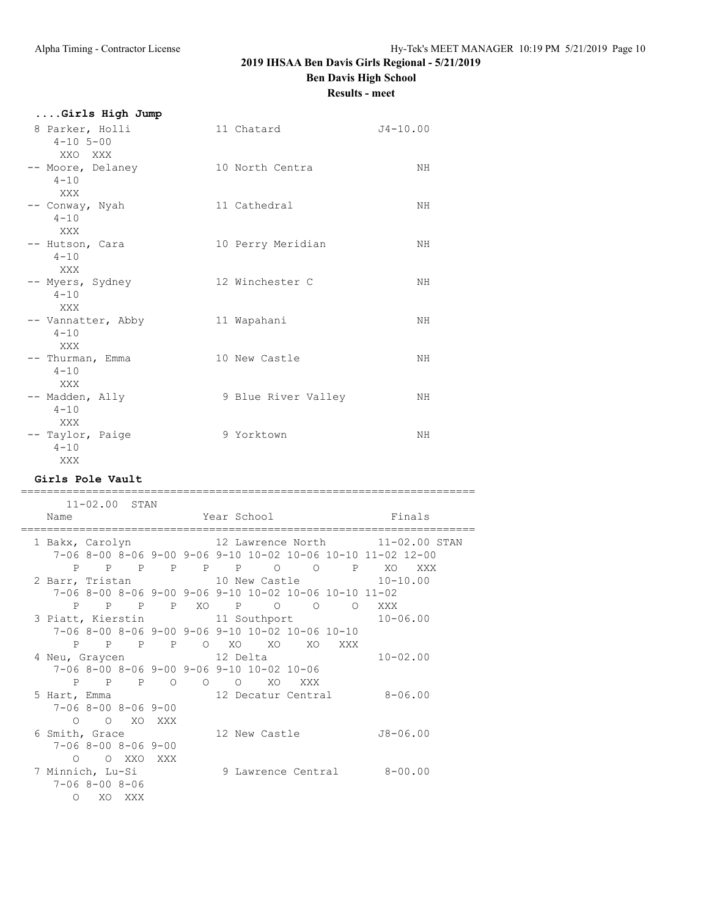# 2019 IHSAA Ben Davis Girls Regional - 5/21/2019

## Ben Davis High School

### Results - meet

**....Girls High Jump**

```
  8 Parker, Holli            11 Chatard              J4-10.00
     4-10 5-00
      XXO  XXX
 -- Moore, Delaney           10 North Centra               NH
     4-10
      XXX
 -- Conway, Nyah             11 Cathedral                  NH
     4-10
      XXX
 -- Hutson, Cara             10 Perry Meridian             NH
     4-10
      XXX
 -- Myers, Sydney            12 Winchester C               NH
     4-10
      XXX
 -- Vannatter, Abby          11 Wapahani                   NH
     4-10
      XXX
 -- Thurman, Emma            10 New Castle                 NH
     4-10
      XXX
 -- Madden, Ally              9 Blue River Valley          NH
     4-10
      XXX
 -- Taylor, Paige             9 Yorktown                   NH
     4-10
      XXX
```

**Girls Pole Vault**

```
=======================================================================
      11-02.00  STAN
    Name                    Year School                  Finals
=======================================================================
  1 Bakx, Carolyn            12 Lawrence North       11-02.00 STAN
     7-06 8-00 8-06 9-00 9-06 9-10 10-02 10-06 10-10 11-02 12-00
        P    P    P    P    P    P     O     O     P    XO   XXX
  2 Barr, Tristan            10 New Castle           10-10.00
     7-06 8-00 8-06 9-00 9-06 9-10 10-02 10-06 10-10 11-02
        P    P    P    P   XO    P     O     O     O   XXX
  3 Piatt, Kierstin          11 Southport            10-06.00
     7-06 8-00 8-06 9-00 9-06 9-10 10-02 10-06 10-10
        P    P    P    P    O   XO    XO    XO   XXX
  4 Neu, Graycen             12 Delta                10-02.00
     7-06 8-00 8-06 9-00 9-06 9-10 10-02 10-06
        P    P    P    O    O    O    XO   XXX
  5 Hart, Emma               12 Decatur Central       8-06.00
     7-06 8-00 8-06 9-00
        O    O   XO  XXX
  6 Smith, Grace             12 New Castle           J8-06.00
     7-06 8-00 8-06 9-00
        O    O  XXO  XXX
  7 Minnich, Lu-Si            9 Lawrence Central      8-00.00
     7-06 8-00 8-06
        O   XO  XXX
```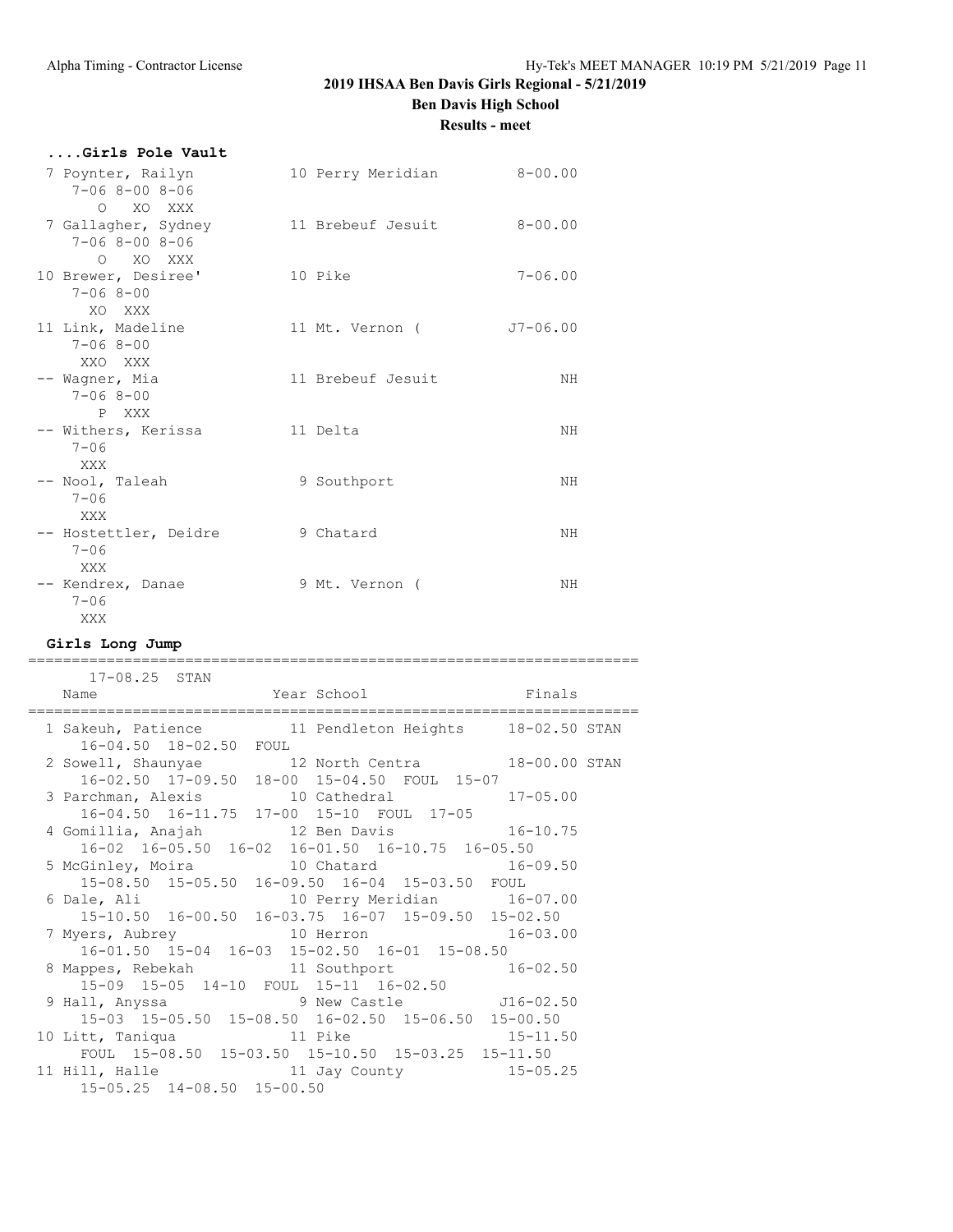# 2019 IHSAA Ben Davis Girls Regional - 5/21/2019

## Ben Davis High School

### Results - meet

#### ....Girls Pole Vault

```
 7 Poynter, Railyn            10 Perry Meridian         8-00.00
     7-06 8-00 8-06
       O   XO  XXX
 7 Gallagher, Sydney          11 Brebeuf Jesuit         8-00.00
     7-06 8-00 8-06
       O   XO  XXX
10 Brewer, Desiree'           10 Pike                   7-06.00
     7-06 8-00
      XO  XXX
11 Link, Madeline             11 Mt. Vernon (          J7-06.00
     7-06 8-00
     XXO  XXX
-- Wagner, Mia                11 Brebeuf Jesuit              NH
     7-06 8-00
       P  XXX
-- Withers, Kerissa           11 Delta                       NH
     7-06
     XXX
-- Nool, Taleah                9 Southport                   NH
     7-06
     XXX
-- Hostettler, Deidre          9 Chatard                     NH
     7-06
     XXX
-- Kendrex, Danae              9 Mt. Vernon (                NH
     7-06
     XXX
```

#### Girls Long Jump

```
=======================================================================
      17-08.25  STAN
    Name                    Year School                  Finals
=======================================================================
  1 Sakeuh, Patience          11 Pendleton Heights     18-02.50 STAN
      16-04.50  18-02.50  FOUL
  2 Sowell, Shaunyae          12 North Centra          18-00.00 STAN
      16-02.50  17-09.50  18-00  15-04.50  FOUL  15-07
  3 Parchman, Alexis          10 Cathedral             17-05.00
      16-04.50  16-11.75  17-00  15-10  FOUL  17-05
  4 Gomillia, Anajah          12 Ben Davis             16-10.75
      16-02  16-05.50  16-02  16-01.50  16-10.75  16-05.50
  5 McGinley, Moira           10 Chatard               16-09.50
      15-08.50  15-05.50  16-09.50  16-04  15-03.50  FOUL
  6 Dale, Ali                 10 Perry Meridian        16-07.00
      15-10.50  16-00.50  16-03.75  16-07  15-09.50  15-02.50
  7 Myers, Aubrey             10 Herron                16-03.00
      16-01.50  15-04  16-03  15-02.50  16-01  15-08.50
  8 Mappes, Rebekah           11 Southport             16-02.50
      15-09  15-05  14-10  FOUL  15-11  16-02.50
  9 Hall, Anyssa               9 New Castle           J16-02.50
      15-03  15-05.50  15-08.50  16-02.50  15-06.50  15-00.50
 10 Litt, Taniqua             11 Pike                  15-11.50
      FOUL  15-08.50  15-03.50  15-10.50  15-03.25  15-11.50
 11 Hill, Halle               11 Jay County            15-05.25
      15-05.25  14-08.50  15-00.50
```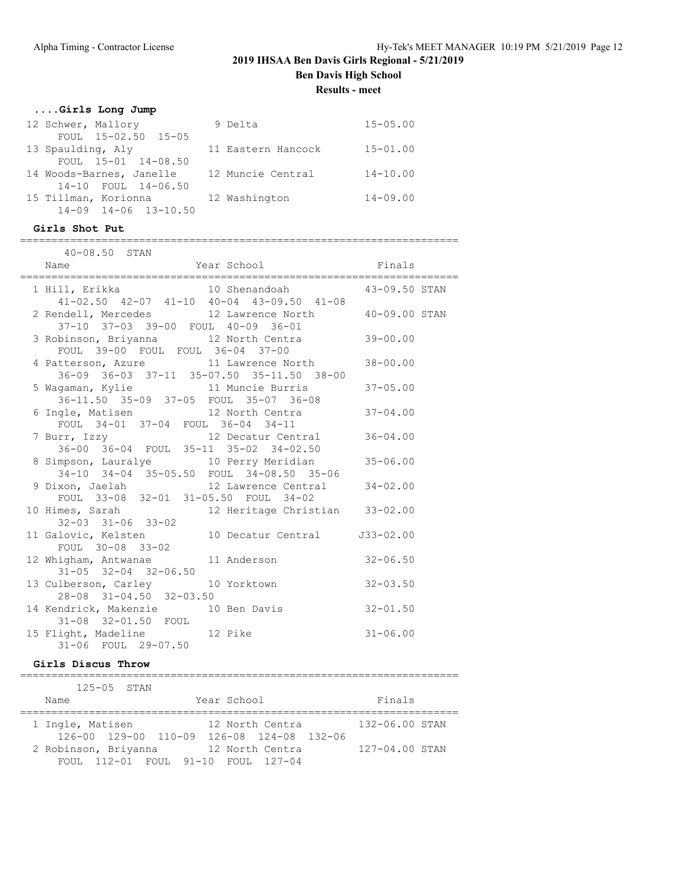# 2019 IHSAA Ben Davis Girls Regional - 5/21/2019

## Ben Davis High School

### Results - meet

#### ....Girls Long Jump

```
 12 Schwer, Mallory              9 Delta                 15-05.00
      FOUL  15-02.50  15-05
 13 Spaulding, Aly              11 Eastern Hancock       15-01.00
      FOUL  15-01  14-08.50
 14 Woods-Barnes, Janelle       12 Muncie Central        14-10.00
      14-10  FOUL  14-06.50
 15 Tillman, Korionna           12 Washington            14-09.00
      14-09  14-06  13-10.50
```

#### Girls Shot Put

```
=======================================================================
      40-08.50  STAN
    Name                    Year School                 Finals
=======================================================================
  1 Hill, Erikka            10 Shenandoah            43-09.50 STAN
      41-02.50  42-07  41-10  40-04  43-09.50  41-08
  2 Rendell, Mercedes       12 Lawrence North        40-09.00 STAN
      37-10  37-03  39-00  FOUL  40-09  36-01
  3 Robinson, Briyanna      12 North Centra          39-00.00
      FOUL  39-00  FOUL  FOUL  36-04  37-00
  4 Patterson, Azure        11 Lawrence North        38-00.00
      36-09  36-03  37-11  35-07.50  35-11.50  38-00
  5 Wagaman, Kylie          11 Muncie Burris         37-05.00
      36-11.50  35-09  37-05  FOUL  35-07  36-08
  6 Ingle, Matisen          12 North Centra          37-04.00
      FOUL  34-01  37-04  FOUL  36-04  34-11
  7 Burr, Izzy              12 Decatur Central       36-04.00
      36-00  36-04  FOUL  35-11  35-02  34-02.50
  8 Simpson, Lauralye       10 Perry Meridian        35-06.00
      34-10  34-04  35-05.50  FOUL  34-08.50  35-06
  9 Dixon, Jaelah           12 Lawrence Central      34-02.00
      FOUL  33-08  32-01  31-05.50  FOUL  34-02
 10 Himes, Sarah            12 Heritage Christian    33-02.00
      32-03  31-06  33-02
 11 Galovic, Kelsten        10 Decatur Central      J33-02.00
      FOUL  30-08  33-02
 12 Whigham, Antwanae       11 Anderson              32-06.50
      31-05  32-04  32-06.50
 13 Culberson, Carley       10 Yorktown              32-03.50
      28-08  31-04.50  32-03.50
 14 Kendrick, Makenzie      10 Ben Davis             32-01.50
      31-08  32-01.50  FOUL
 15 Flight, Madeline        12 Pike                  31-06.00
      31-06  FOUL  29-07.50
```

#### Girls Discus Throw

```
=======================================================================
      125-05  STAN
    Name                    Year School                 Finals
=======================================================================
  1 Ingle, Matisen          12 North Centra          132-06.00 STAN
      126-00  129-00  110-09  126-08  124-08  132-06
  2 Robinson, Briyanna      12 North Centra          127-04.00 STAN
      FOUL  112-01  FOUL  91-10  FOUL  127-04
```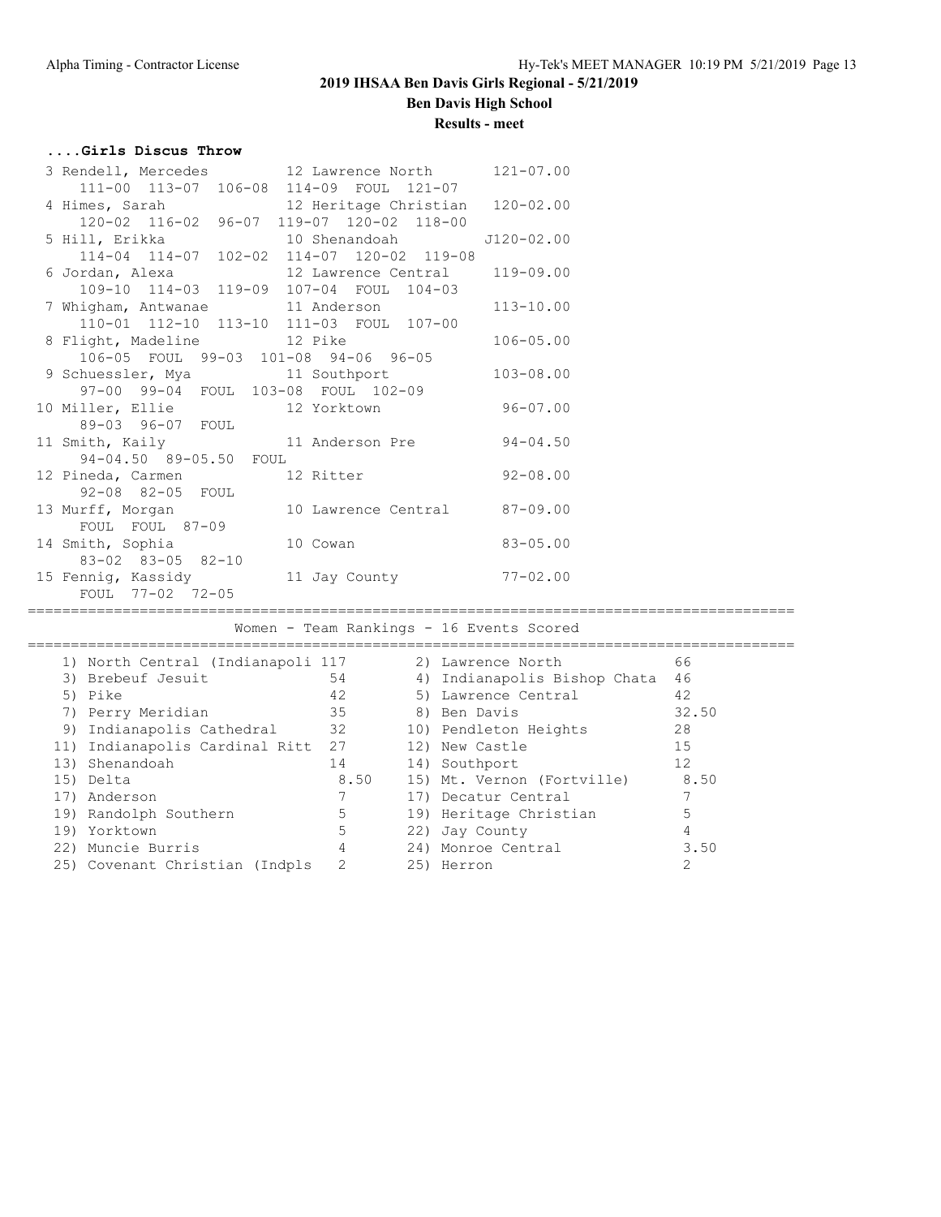## 2019 IHSAA Ben Davis Girls Regional - 5/21/2019

**Ben Davis High School**

**Results - meet**

### ....Girls Discus Throw

```
  3 Rendell, Mercedes         12 Lawrence North        121-07.00
     111-00  113-07  106-08  114-09  FOUL  121-07
  4 Himes, Sarah              12 Heritage Christian    120-02.00
     120-02  116-02  96-07  119-07  120-02  118-00
  5 Hill, Erikka              10 Shenandoah           J120-02.00
     114-04  114-07  102-02  114-07  120-02  119-08
  6 Jordan, Alexa             12 Lawrence Central      119-09.00
     109-10  114-03  119-09  107-04  FOUL  104-03
  7 Whigham, Antwanae         11 Anderson              113-10.00
     110-01  112-10  113-10  111-03  FOUL  107-00
  8 Flight, Madeline          12 Pike                  106-05.00
     106-05  FOUL  99-03  101-08  94-06  96-05
  9 Schuessler, Mya           11 Southport             103-08.00
     97-00  99-04  FOUL  103-08  FOUL  102-09
 10 Miller, Ellie             12 Yorktown               96-07.00
     89-03  96-07  FOUL
 11 Smith, Kaily              11 Anderson Pre           94-04.50
     94-04.50  89-05.50  FOUL
 12 Pineda, Carmen            12 Ritter                 92-08.00
     92-08  82-05  FOUL
 13 Murff, Morgan             10 Lawrence Central       87-09.00
     FOUL  FOUL  87-09
 14 Smith, Sophia             10 Cowan                  83-05.00
     83-02  83-05  82-10
 15 Fennig, Kassidy           11 Jay County             77-02.00
     FOUL  77-02  72-05
```

### Women - Team Rankings - 16 Events Scored

| | | | |
|---|---|---|---|
| 1) North Central (Indianapoli | 117 | 2) Lawrence North | 66 |
| 3) Brebeuf Jesuit | 54 | 4) Indianapolis Bishop Chata | 46 |
| 5) Pike | 42 | 5) Lawrence Central | 42 |
| 7) Perry Meridian | 35 | 8) Ben Davis | 32.50 |
| 9) Indianapolis Cathedral | 32 | 10) Pendleton Heights | 28 |
| 11) Indianapolis Cardinal Ritt | 27 | 12) New Castle | 15 |
| 13) Shenandoah | 14 | 14) Southport | 12 |
| 15) Delta | 8.50 | 15) Mt. Vernon (Fortville) | 8.50 |
| 17) Anderson | 7 | 17) Decatur Central | 7 |
| 19) Randolph Southern | 5 | 19) Heritage Christian | 5 |
| 19) Yorktown | 5 | 22) Jay County | 4 |
| 22) Muncie Burris | 4 | 24) Monroe Central | 3.50 |
| 25) Covenant Christian (Indpls | 2 | 25) Herron | 2 |